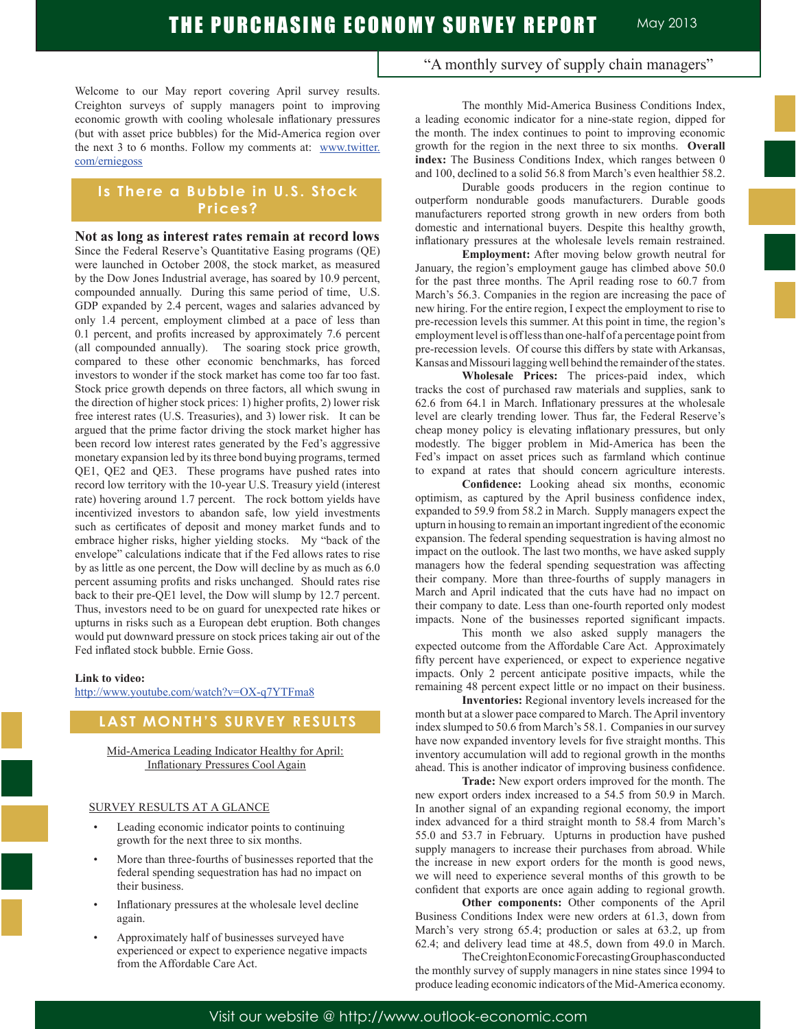# THE PURCHASING ECONOMY SURVEY REPORT

May 2013

"A monthly survey of supply chain managers"

Welcome to our May report covering April survey results. Creighton surveys of supply managers point to improving economic growth with cooling wholesale inflationary pressures (but with asset price bubbles) for the Mid-America region over the next 3 to 6 months. Follow my comments at: [www.twitter.com/erniegoss](www.twitter.com/erniegoss)

## Is There a Bubble in U.S. Stock Prices?

### Not as long as interest rates remain at record lows

Since the Federal Reserve's Quantitative Easing programs (QE) were launched in October 2008, the stock market, as measured by the Dow Jones Industrial average, has soared by 10.9 percent, compounded annually. During this same period of time, U.S. GDP expanded by 2.4 percent, wages and salaries advanced by only 1.4 percent, employment climbed at a pace of less than 0.1 percent, and profits increased by approximately 7.6 percent (all compounded annually). The soaring stock price growth, compared to these other economic benchmarks, has forced investors to wonder if the stock market has come too far too fast. Stock price growth depends on three factors, all which swung in the direction of higher stock prices: 1) higher profits, 2) lower risk free interest rates (U.S. Treasuries), and 3) lower risk. It can be argued that the prime factor driving the stock market higher has been record low interest rates generated by the Fed's aggressive monetary expansion led by its three bond buying programs, termed QE1, QE2 and QE3. These programs have pushed rates into record low territory with the 10-year U.S. Treasury yield (interest rate) hovering around 1.7 percent. The rock bottom yields have incentivized investors to abandon safe, low yield investments such as certificates of deposit and money market funds and to embrace higher risks, higher yielding stocks. My "back of the envelope" calculations indicate that if the Fed allows rates to rise by as little as one percent, the Dow will decline by as much as 6.0 percent assuming profits and risks unchanged. Should rates rise back to their pre-QE1 level, the Dow will slump by 12.7 percent. Thus, investors need to be on guard for unexpected rate hikes or upturns in risks such as a European debt eruption. Both changes would put downward pressure on stock prices taking air out of the Fed inflated stock bubble. Ernie Goss.

**Link to video:**
[http://www.youtube.com/watch?v=OX-q7YTFma8](http://www.youtube.com/watch?v=OX-q7YTFma8)

## LAST MONTH'S SURVEY RESULTS

Mid-America Leading Indicator Healthy for April: Inflationary Pressures Cool Again

SURVEY RESULTS AT A GLANCE

- Leading economic indicator points to continuing growth for the next three to six months.
- More than three-fourths of businesses reported that the federal spending sequestration has had no impact on their business.
- Inflationary pressures at the wholesale level decline again.
- Approximately half of businesses surveyed have experienced or expect to experience negative impacts from the Affordable Care Act.

The monthly Mid-America Business Conditions Index, a leading economic indicator for a nine-state region, dipped for the month. The index continues to point to improving economic growth for the region in the next three to six months. **Overall index:** The Business Conditions Index, which ranges between 0 and 100, declined to a solid 56.8 from March's even healthier 58.2.

Durable goods producers in the region continue to outperform nondurable goods manufacturers. Durable goods manufacturers reported strong growth in new orders from both domestic and international buyers. Despite this healthy growth, inflationary pressures at the wholesale levels remain restrained.

**Employment:** After moving below growth neutral for January, the region's employment gauge has climbed above 50.0 for the past three months. The April reading rose to 60.7 from March's 56.3. Companies in the region are increasing the pace of new hiring. For the entire region, I expect the employment to rise to pre-recession levels this summer. At this point in time, the region's employment level is off less than one-half of a percentage point from pre-recession levels. Of course this differs by state with Arkansas, Kansas and Missouri lagging well behind the remainder of the states.

**Wholesale Prices:** The prices-paid index, which tracks the cost of purchased raw materials and supplies, sank to 62.6 from 64.1 in March. Inflationary pressures at the wholesale level are clearly trending lower. Thus far, the Federal Reserve's cheap money policy is elevating inflationary pressures, but only modestly. The bigger problem in Mid-America has been the Fed's impact on asset prices such as farmland which continue to expand at rates that should concern agriculture interests.

**Confidence:** Looking ahead six months, economic optimism, as captured by the April business confidence index, expanded to 59.9 from 58.2 in March. Supply managers expect the upturn in housing to remain an important ingredient of the economic expansion. The federal spending sequestration is having almost no impact on the outlook. The last two months, we have asked supply managers how the federal spending sequestration was affecting their company. More than three-fourths of supply managers in March and April indicated that the cuts have had no impact on their company to date. Less than one-fourth reported only modest impacts. None of the businesses reported significant impacts.

This month we also asked supply managers the expected outcome from the Affordable Care Act. Approximately fifty percent have experienced, or expect to experience negative impacts. Only 2 percent anticipate positive impacts, while the remaining 48 percent expect little or no impact on their business.

**Inventories:** Regional inventory levels increased for the month but at a slower pace compared to March. The April inventory index slumped to 50.6 from March's 58.1. Companies in our survey have now expanded inventory levels for five straight months. This inventory accumulation will add to regional growth in the months ahead. This is another indicator of improving business confidence.

**Trade:** New export orders improved for the month. The new export orders index increased to a 54.5 from 50.9 in March. In another signal of an expanding regional economy, the import index advanced for a third straight month to 58.4 from March's 55.0 and 53.7 in February. Upturns in production have pushed supply managers to increase their purchases from abroad. While the increase in new export orders for the month is good news, we will need to experience several months of this growth to be confident that exports are once again adding to regional growth.

**Other components:** Other components of the April Business Conditions Index were new orders at 61.3, down from March's very strong 65.4; production or sales at 63.2, up from 62.4; and delivery lead time at 48.5, down from 49.0 in March.

The Creighton Economic Forecasting Group has conducted the monthly survey of supply managers in nine states since 1994 to produce leading economic indicators of the Mid-America economy.

Visit our website @ http://www.outlook-economic.com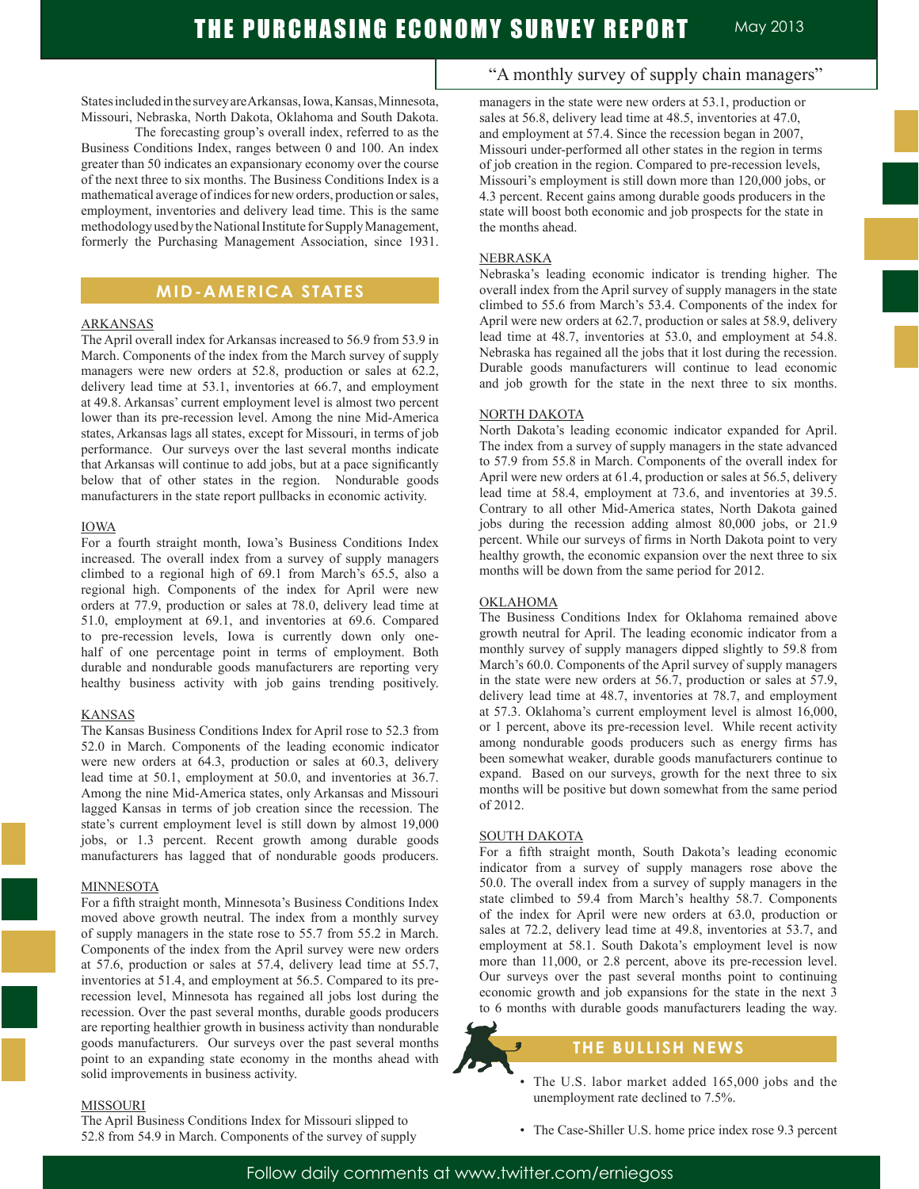States included in the survey are Arkansas, Iowa, Kansas, Minnesota, Missouri, Nebraska, North Dakota, Oklahoma and South Dakota.

The forecasting group's overall index, referred to as the Business Conditions Index, ranges between 0 and 100. An index greater than 50 indicates an expansionary economy over the course of the next three to six months. The Business Conditions Index is a mathematical average of indices for new orders, production or sales, employment, inventories and delivery lead time. This is the same methodology used by the National Institute for Supply Management, formerly the Purchasing Management Association, since 1931.

## MID-AMERICA STATES

### ARKANSAS

The April overall index for Arkansas increased to 56.9 from 53.9 in March. Components of the index from the March survey of supply managers were new orders at 52.8, production or sales at 62.2, delivery lead time at 53.1, inventories at 66.7, and employment at 49.8. Arkansas' current employment level is almost two percent lower than its pre-recession level. Among the nine Mid-America states, Arkansas lags all states, except for Missouri, in terms of job performance. Our surveys over the last several months indicate that Arkansas will continue to add jobs, but at a pace significantly below that of other states in the region. Nondurable goods manufacturers in the state report pullbacks in economic activity.

### IOWA

For a fourth straight month, Iowa's Business Conditions Index increased. The overall index from a survey of supply managers climbed to a regional high of 69.1 from March's 65.5, also a regional high. Components of the index for April were new orders at 77.9, production or sales at 78.0, delivery lead time at 51.0, employment at 69.1, and inventories at 69.6. Compared to pre-recession levels, Iowa is currently down only one-half of one percentage point in terms of employment. Both durable and nondurable goods manufacturers are reporting very healthy business activity with job gains trending positively.

### KANSAS

The Kansas Business Conditions Index for April rose to 52.3 from 52.0 in March. Components of the leading economic indicator were new orders at 64.3, production or sales at 60.3, delivery lead time at 50.1, employment at 50.0, and inventories at 36.7. Among the nine Mid-America states, only Arkansas and Missouri lagged Kansas in terms of job creation since the recession. The state's current employment level is still down by almost 19,000 jobs, or 1.3 percent. Recent growth among durable goods manufacturers has lagged that of nondurable goods producers.

### MINNESOTA

For a fifth straight month, Minnesota's Business Conditions Index moved above growth neutral. The index from a monthly survey of supply managers in the state rose to 55.7 from 55.2 in March. Components of the index from the April survey were new orders at 57.6, production or sales at 57.4, delivery lead time at 55.7, inventories at 51.4, and employment at 56.5. Compared to its pre-recession level, Minnesota has regained all jobs lost during the recession. Over the past several months, durable goods producers are reporting healthier growth in business activity than nondurable goods manufacturers. Our surveys over the past several months point to an expanding state economy in the months ahead with solid improvements in business activity.

### MISSOURI

The April Business Conditions Index for Missouri slipped to 52.8 from 54.9 in March. Components of the survey of supply managers in the state were new orders at 53.1, production or sales at 56.8, delivery lead time at 48.5, inventories at 47.0, and employment at 57.4. Since the recession began in 2007, Missouri under-performed all other states in the region in terms of job creation in the region. Compared to pre-recession levels, Missouri's employment is still down more than 120,000 jobs, or 4.3 percent. Recent gains among durable goods producers in the state will boost both economic and job prospects for the state in the months ahead.

### NEBRASKA

Nebraska's leading economic indicator is trending higher. The overall index from the April survey of supply managers in the state climbed to 55.6 from March's 53.4. Components of the index for April were new orders at 62.7, production or sales at 58.9, delivery lead time at 48.7, inventories at 53.0, and employment at 54.8. Nebraska has regained all the jobs that it lost during the recession. Durable goods manufacturers will continue to lead economic and job growth for the state in the next three to six months.

### NORTH DAKOTA

North Dakota's leading economic indicator expanded for April. The index from a survey of supply managers in the state advanced to 57.9 from 55.8 in March. Components of the overall index for April were new orders at 61.4, production or sales at 56.5, delivery lead time at 58.4, employment at 73.6, and inventories at 39.5. Contrary to all other Mid-America states, North Dakota gained jobs during the recession adding almost 80,000 jobs, or 21.9 percent. While our surveys of firms in North Dakota point to very healthy growth, the economic expansion over the next three to six months will be down from the same period for 2012.

### OKLAHOMA

The Business Conditions Index for Oklahoma remained above growth neutral for April. The leading economic indicator from a monthly survey of supply managers dipped slightly to 59.8 from March's 60.0. Components of the April survey of supply managers in the state were new orders at 56.7, production or sales at 57.9, delivery lead time at 48.7, inventories at 78.7, and employment at 57.3. Oklahoma's current employment level is almost 16,000, or 1 percent, above its pre-recession level. While recent activity among nondurable goods producers such as energy firms has been somewhat weaker, durable goods manufacturers continue to expand. Based on our surveys, growth for the next three to six months will be positive but down somewhat from the same period of 2012.

### SOUTH DAKOTA

For a fifth straight month, South Dakota's leading economic indicator from a survey of supply managers rose above the 50.0. The overall index from a survey of supply managers in the state climbed to 59.4 from March's healthy 58.7. Components of the index for April were new orders at 63.0, production or sales at 72.2, delivery lead time at 49.8, inventories at 53.7, and employment at 58.1. South Dakota's employment level is now more than 11,000, or 2.8 percent, above its pre-recession level. Our surveys over the past several months point to continuing economic growth and job expansions for the state in the next 3 to 6 months with durable goods manufacturers leading the way.

## THE BULLISH NEWS

- The U.S. labor market added 165,000 jobs and the unemployment rate declined to 7.5%.
- The Case-Shiller U.S. home price index rose 9.3 percent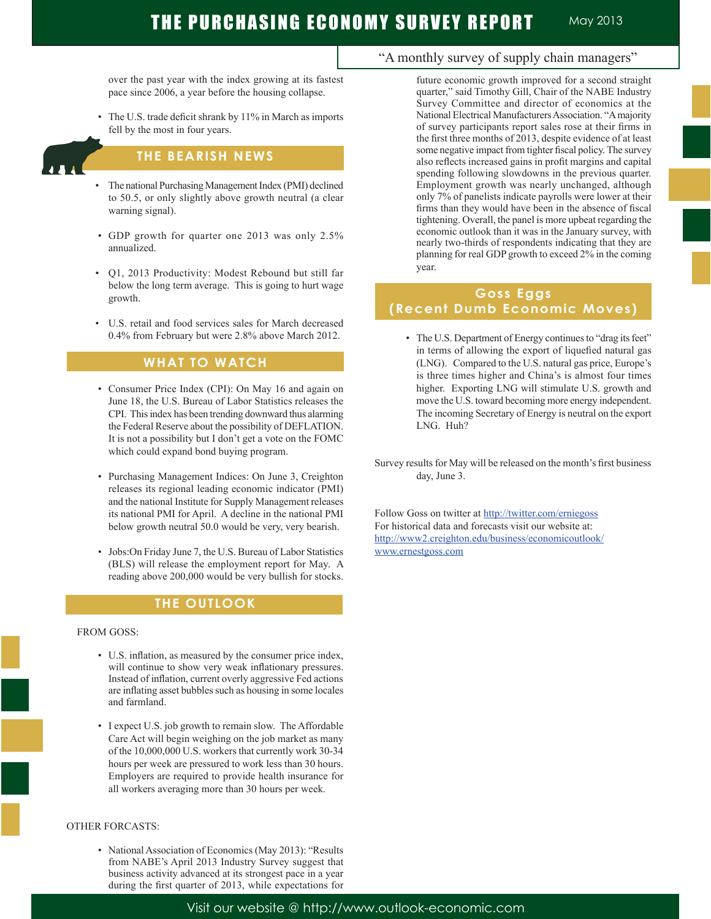over the past year with the index growing at its fastest pace since 2006, a year before the housing collapse.

- The U.S. trade deficit shrank by 11% in March as imports fell by the most in four years.

## THE BEARISH NEWS

- The national Purchasing Management Index (PMI) declined to 50.5, or only slightly above growth neutral (a clear warning signal).
- GDP growth for quarter one 2013 was only 2.5% annualized.
- Q1, 2013 Productivity: Modest Rebound but still far below the long term average. This is going to hurt wage growth.
- U.S. retail and food services sales for March decreased 0.4% from February but were 2.8% above March 2012.

## WHAT TO WATCH

- Consumer Price Index (CPI): On May 16 and again on June 18, the U.S. Bureau of Labor Statistics releases the CPI. This index has been trending downward thus alarming the Federal Reserve about the possibility of DEFLATION. It is not a possibility but I don't get a vote on the FOMC which could expand bond buying program.
- Purchasing Management Indices: On June 3, Creighton releases its regional leading economic indicator (PMI) and the national Institute for Supply Management releases its national PMI for April. A decline in the national PMI below growth neutral 50.0 would be very, very bearish.
- Jobs:On Friday June 7, the U.S. Bureau of Labor Statistics (BLS) will release the employment report for May. A reading above 200,000 would be very bullish for stocks.

## THE OUTLOOK

FROM GOSS:

- U.S. inflation, as measured by the consumer price index, will continue to show very weak inflationary pressures. Instead of inflation, current overly aggressive Fed actions are inflating asset bubbles such as housing in some locales and farmland.
- I expect U.S. job growth to remain slow. The Affordable Care Act will begin weighing on the job market as many of the 10,000,000 U.S. workers that currently work 30-34 hours per week are pressured to work less than 30 hours. Employers are required to provide health insurance for all workers averaging more than 30 hours per week.

OTHER FORCASTS:

- National Association of Economics (May 2013): "Results from NABE's April 2013 Industry Survey suggest that business activity advanced at its strongest pace in a year during the first quarter of 2013, while expectations for future economic growth improved for a second straight quarter," said Timothy Gill, Chair of the NABE Industry Survey Committee and director of economics at the National Electrical Manufacturers Association. "A majority of survey participants report sales rose at their firms in the first three months of 2013, despite evidence of at least some negative impact from tighter fiscal policy. The survey also reflects increased gains in profit margins and capital spending following slowdowns in the previous quarter. Employment growth was nearly unchanged, although only 7% of panelists indicate payrolls were lower at their firms than they would have been in the absence of fiscal tightening. Overall, the panel is more upbeat regarding the economic outlook than it was in the January survey, with nearly two-thirds of respondents indicating that they are planning for real GDP growth to exceed 2% in the coming year.

## Goss Eggs (Recent Dumb Economic Moves)

- The U.S. Department of Energy continues to "drag its feet" in terms of allowing the export of liquefied natural gas (LNG). Compared to the U.S. natural gas price, Europe's is three times higher and China's is almost four times higher. Exporting LNG will stimulate U.S. growth and move the U.S. toward becoming more energy independent. The incoming Secretary of Energy is neutral on the export LNG. Huh?

Survey results for May will be released on the month's first business day, June 3.

Follow Goss on twitter at http://twitter.com/erniegoss
For historical data and forecasts visit our website at:
http://www2.creighton.edu/business/economicoutlook/
www.ernestgoss.com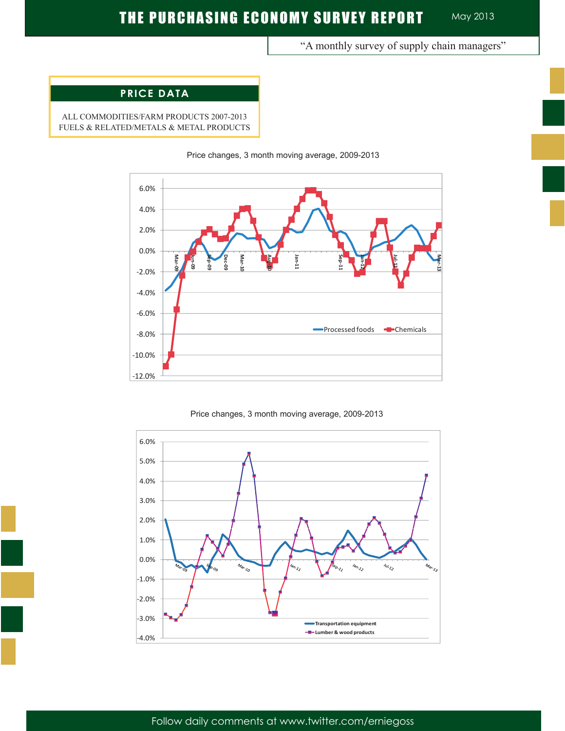## PRICE DATA

ALL COMMODITIES/FARM PRODUCTS 2007-2013
FUELS & RELATED/METALS & METAL PRODUCTS

Price changes, 3 month moving average, 2009-2013

6.0%
4.0%
2.0%
0.0%
-2.0%
-4.0%
-6.0%
-8.0%
-10.0%
-12.0%

Mar-09
Jun-09
Sep-09
Dec-09
Mar-10
Aug-10
Jan-11
Sep-11
Jan-12
Jul-12
Mar-13

Processed foods
Chemicals

Price changes, 3 month moving average, 2009-2013

6.0%
5.0%
4.0%
3.0%
2.0%
1.0%
0.0%
-1.0%
-2.0%
-3.0%
-4.0%

Mar-09
Sep-09
Mar-10
Jan-11
Sep-11
Jan-12
Jul-12
Mar-13

Transportation equipment
Lumber & wood products